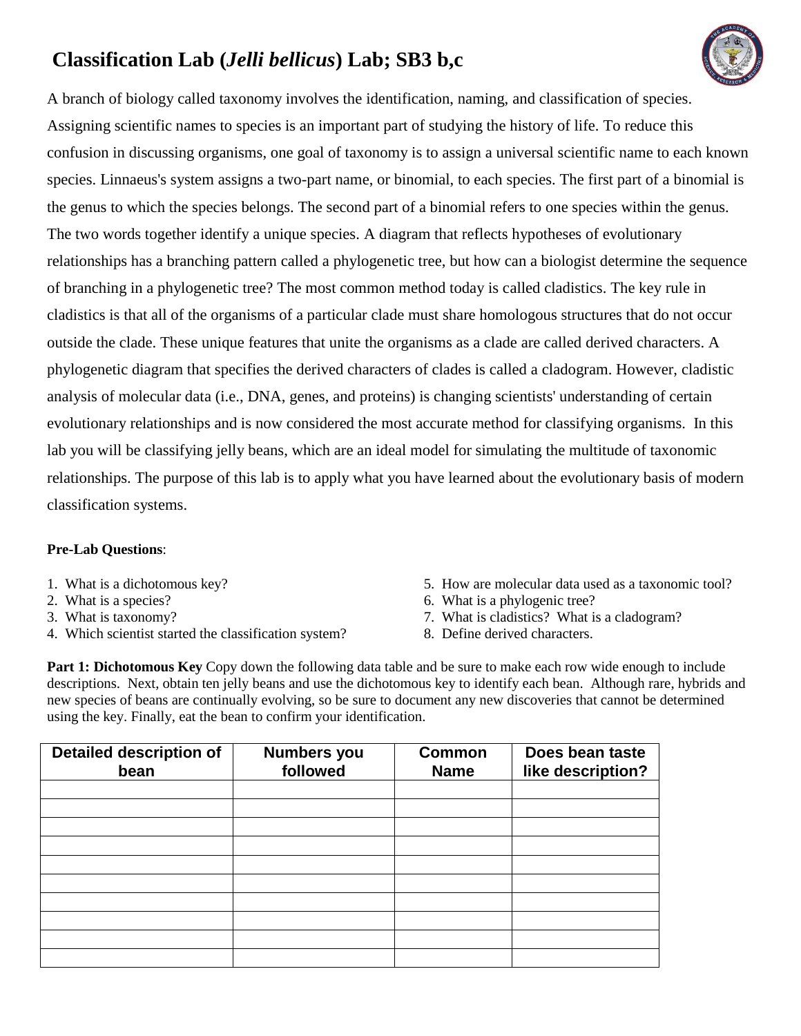# Classification Lab (*Jelli bellicus*) Lab; SB3 b,c

A branch of biology called taxonomy involves the identification, naming, and classification of species. Assigning scientific names to species is an important part of studying the history of life. To reduce this confusion in discussing organisms, one goal of taxonomy is to assign a universal scientific name to each known species. Linnaeus's system assigns a two-part name, or binomial, to each species. The first part of a binomial is the genus to which the species belongs. The second part of a binomial refers to one species within the genus. The two words together identify a unique species. A diagram that reflects hypotheses of evolutionary relationships has a branching pattern called a phylogenetic tree, but how can a biologist determine the sequence of branching in a phylogenetic tree? The most common method today is called cladistics. The key rule in cladistics is that all of the organisms of a particular clade must share homologous structures that do not occur outside the clade. These unique features that unite the organisms as a clade are called derived characters. A phylogenetic diagram that specifies the derived characters of clades is called a cladogram. However, cladistic analysis of molecular data (i.e., DNA, genes, and proteins) is changing scientists' understanding of certain evolutionary relationships and is now considered the most accurate method for classifying organisms. In this lab you will be classifying jelly beans, which are an ideal model for simulating the multitude of taxonomic relationships. The purpose of this lab is to apply what you have learned about the evolutionary basis of modern classification systems.

**Pre-Lab Questions**:

1. What is a dichotomous key?
2. What is a species?
3. What is taxonomy?
4. Which scientist started the classification system?
5. How are molecular data used as a taxonomic tool?
6. What is a phylogenic tree?
7. What is cladistics? What is a cladogram?
8. Define derived characters.

**Part 1: Dichotomous Key** Copy down the following data table and be sure to make each row wide enough to include descriptions. Next, obtain ten jelly beans and use the dichotomous key to identify each bean. Although rare, hybrids and new species of beans are continually evolving, so be sure to document any new discoveries that cannot be determined using the key. Finally, eat the bean to confirm your identification.

| Detailed description of bean | Numbers you followed | Common Name | Does bean taste like description? |
|---|---|---|---|
| | | | |
| | | | |
| | | | |
| | | | |
| | | | |
| | | | |
| | | | |
| | | | |
| | | | |
| | | | |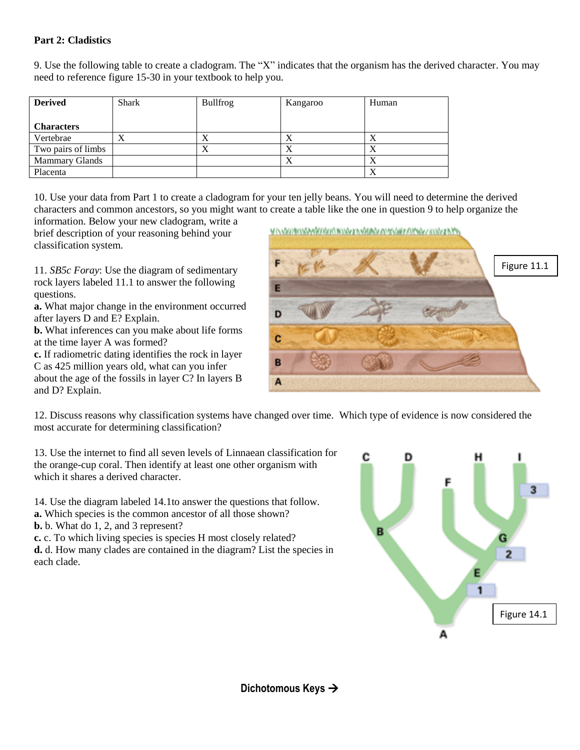**Part 2: Cladistics**

9. Use the following table to create a cladogram. The "X" indicates that the organism has the derived character. You may need to reference figure 15-30 in your textbook to help you.

| Derived Characters | Shark | Bullfrog | Kangaroo | Human |
|---|---|---|---|---|
| Vertebrae | X | X | X | X |
| Two pairs of limbs | | X | X | X |
| Mammary Glands | | | X | X |
| Placenta | | | | X |

10. Use your data from Part 1 to create a cladogram for your ten jelly beans. You will need to determine the derived characters and common ancestors, so you might want to create a table like the one in question 9 to help organize the information. Below your new cladogram, write a brief description of your reasoning behind your classification system.

11. *SB5c Foray*: Use the diagram of sedimentary rock layers labeled 11.1 to answer the following questions.

**a.** What major change in the environment occurred after layers D and E? Explain.

**b.** What inferences can you make about life forms at the time layer A was formed?

**c.** If radiometric dating identifies the rock in layer C as 425 million years old, what can you infer about the age of the fossils in layer C? In layers B and D? Explain.

Figure 11.1

12. Discuss reasons why classification systems have changed over time. Which type of evidence is now considered the most accurate for determining classification?

13. Use the internet to find all seven levels of Linnaean classification for the orange-cup coral. Then identify at least one other organism with which it shares a derived character.

14. Use the diagram labeled 14.1to answer the questions that follow.

**a.** Which species is the common ancestor of all those shown?

**b.** b. What do 1, 2, and 3 represent?

**c.** c. To which living species is species H most closely related?

**d.** d. How many clades are contained in the diagram? List the species in each clade.

Figure 14.1

**Dichotomous Keys →**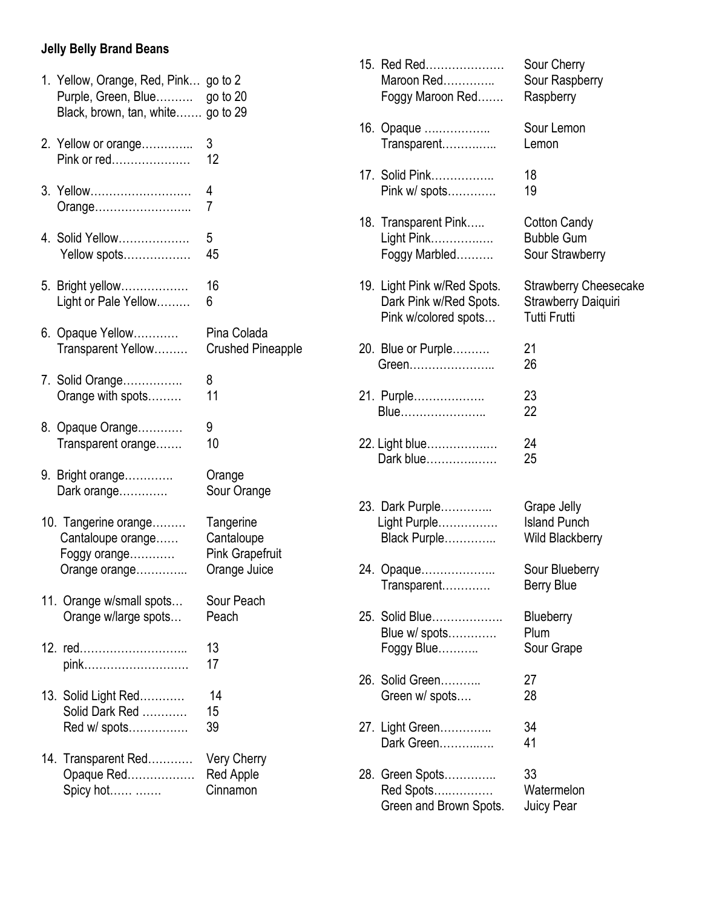**Jelly Belly Brand Beans**

1. Yellow, Orange, Red, Pink… go to 2
   Purple, Green, Blue………. go to 20
   Black, brown, tan, white……. go to 29

2. Yellow or orange………….. 3
   Pink or red………………… 12

3. Yellow……………………… 4
   Orange…………………….. 7

4. Solid Yellow………………. 5
   Yellow spots……………… 45

5. Bright yellow……………… 16
   Light or Pale Yellow……… 6

6. Opaque Yellow………… Pina Colada
   Transparent Yellow……… Crushed Pineapple

7. Solid Orange……………. 8
   Orange with spots……… 11

8. Opaque Orange………… 9
   Transparent orange……. 10

9. Bright orange………… Orange
   Dark orange………… Sour Orange

10. Tangerine orange……… Tangerine
    Cantaloupe orange…… Cantaloupe
    Foggy orange………… Pink Grapefruit
    Orange orange………….. Orange Juice

11. Orange w/small spots… Sour Peach
    Orange w/large spots… Peach

12. red……………………….. 13
    pink………………………. 17

13. Solid Light Red………… 14
    Solid Dark Red ………… 15
    Red w/ spots…………… 39

14. Transparent Red………… Very Cherry
    Opaque Red……………… Red Apple
    Spicy hot…… ……. Cinnamon

15. Red Red………………… Sour Cherry
    Maroon Red………….. Sour Raspberry
    Foggy Maroon Red……. Raspberry

16. Opaque …………….. Sour Lemon
    Transparent………….. Lemon

17. Solid Pink…………….. 18
    Pink w/ spots…………. 19

18. Transparent Pink….. Cotton Candy
    Light Pink……………. Bubble Gum
    Foggy Marbled………. Sour Strawberry

19. Light Pink w/Red Spots. Strawberry Cheesecake
    Dark Pink w/Red Spots. Strawberry Daiquiri
    Pink w/colored spots… Tutti Frutti

20. Blue or Purple………. 21
    Green………………….. 26

21. Purple………………. 23
    Blue………………….. 22

22. Light blue………………. 24
    Dark blue………………. 25

23. Dark Purple………….. Grape Jelly
    Light Purple……………. Island Punch
    Black Purple………….. Wild Blackberry

24. Opaque……………….. Sour Blueberry
    Transparent………… Berry Blue

25. Solid Blue………………. Blueberry
    Blue w/ spots………… Plum
    Foggy Blue……….. Sour Grape

26. Solid Green……….. 27
    Green w/ spots…. 28

27. Light Green………….. 34
    Dark Green……….…. 41

28. Green Spots………….. 33
    Red Spots……………. Watermelon
    Green and Brown Spots. Juicy Pear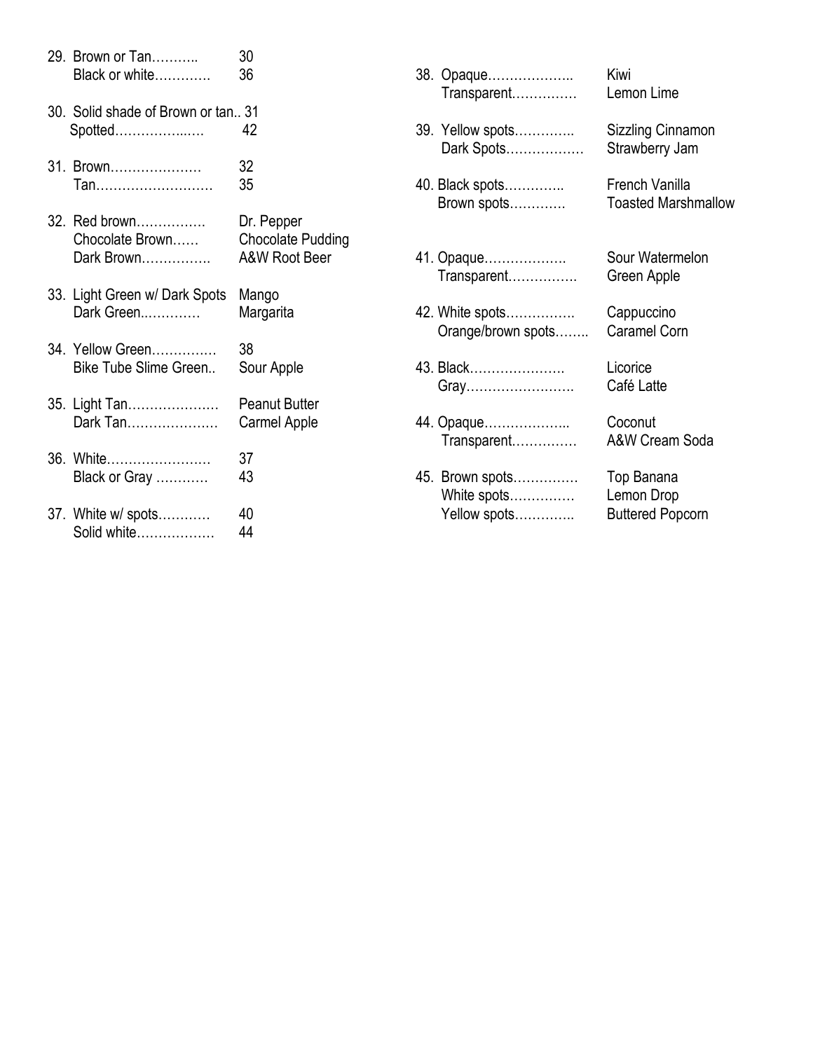29. Brown or Tan……….. 30
    Black or white………… 36

30. Solid shade of Brown or tan.. 31
    Spotted……………..…. 42

31. Brown………………… 32
    Tan……………………… 35

32. Red brown……………. Dr. Pepper
    Chocolate Brown…… Chocolate Pudding
    Dark Brown……………. A&W Root Beer

33. Light Green w/ Dark Spots Mango
    Dark Green..………… Margarita

34. Yellow Green…………. 38
    Bike Tube Slime Green.. Sour Apple

35. Light Tan………………… Peanut Butter
    Dark Tan………………… Carmel Apple

36. White…………………… 37
    Black or Gray ………… 43

37. White w/ spots………… 40
    Solid white……………… 44

38. Opaque……………….. Kiwi
    Transparent…………… Lemon Lime

39. Yellow spots………….. Sizzling Cinnamon
    Dark Spots……………… Strawberry Jam

40. Black spots………….. French Vanilla
    Brown spots………… Toasted Marshmallow

41. Opaque………………. Sour Watermelon
    Transparent……………. Green Apple

42. White spots……………. Cappuccino
    Orange/brown spots…….. Caramel Corn

43. Black…………………. Licorice
    Gray……………………. Café Latte

44. Opaque……………….. Coconut
    Transparent…………… A&W Cream Soda

45. Brown spots…………… Top Banana
    White spots…………… Lemon Drop
    Yellow spots………….. Buttered Popcorn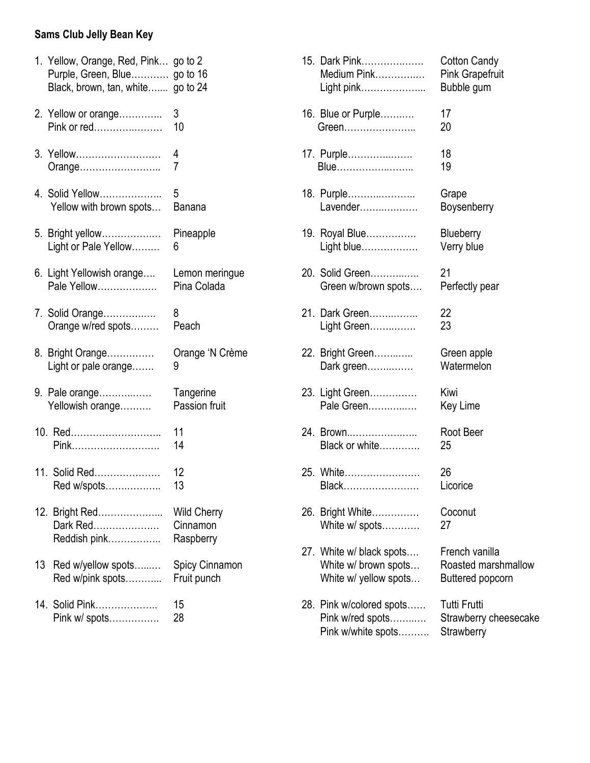**Sams Club Jelly Bean Key**

1. Yellow, Orange, Red, Pink… go to 2
   Purple, Green, Blue………… go to 16
   Black, brown, tan, white…... go to 24

2. Yellow or orange………….. 3
   Pink or red…………..……… 10

3. Yellow……………………… 4
   Orange…………………….. 7

4. Solid Yellow……………….. 5
   Yellow with brown spots… Banana

5. Bright yellow……………..… Pineapple
   Light or Pale Yellow……… 6

6. Light Yellowish orange…. Lemon meringue
   Pale Yellow………………. Pina Colada

7. Solid Orange……………..… 8
   Orange w/red spots……… Peach

8. Bright Orange…………… Orange 'N Crème
   Light or pale orange……. 9

9. Pale orange…………..…… Tangerine
   Yellowish orange………. Passion fruit

10. Red……………………….. 11
    Pink………………………. 14

11. Solid Red………………… 12
    Red w/spots……..……….. 13

12. Bright Red………………... Wild Cherry
    Dark Red…………………. Cinnamon
    Reddish pink…………….. Raspberry

13. Red w/yellow spots…..…. Spicy Cinnamon
    Red w/pink spots………... Fruit punch

14. Solid Pink……………….. 15
    Pink w/ spots……………. 28

15. Dark Pink……………….… Cotton Candy
    Medium Pink………….…. Pink Grapefruit
    Light pink………………... Bubble gum

16. Blue or Purple……..…. 17
    Green………………….. 20

17. Purple…………..……. 18
    Blue…………….…….. 19

18. Purple……….……….. Grape
    Lavender……….………. Boysenberry

19. Royal Blue……………. Blueberry
    Light blue……………… Verry blue

20. Solid Green………..….. 21
    Green w/brown spots…. Perfectly pear

21. Dark Green……..…….. 22
    Light Green……..…… 23

22. Bright Green……..….. Green apple
    Dark green……..……. Watermelon

23. Light Green…………… Kiwi
    Pale Green………..…. Key Lime

24. Brown..………………... Root Beer
    Black or white…………. 25

25. White…………………… 26
    Black…………………… Licorice

26. Bright White…………… Coconut
    White w/ spots………… 27

27. White w/ black spots…. French vanilla
    White w/ brown spots… Roasted marshmallow
    White w/ yellow spots… Buttered popcorn

28. Pink w/colored spots…… Tutti Frutti
    Pink w/red spots……..… Strawberry cheesecake
    Pink w/white spots………. Strawberry